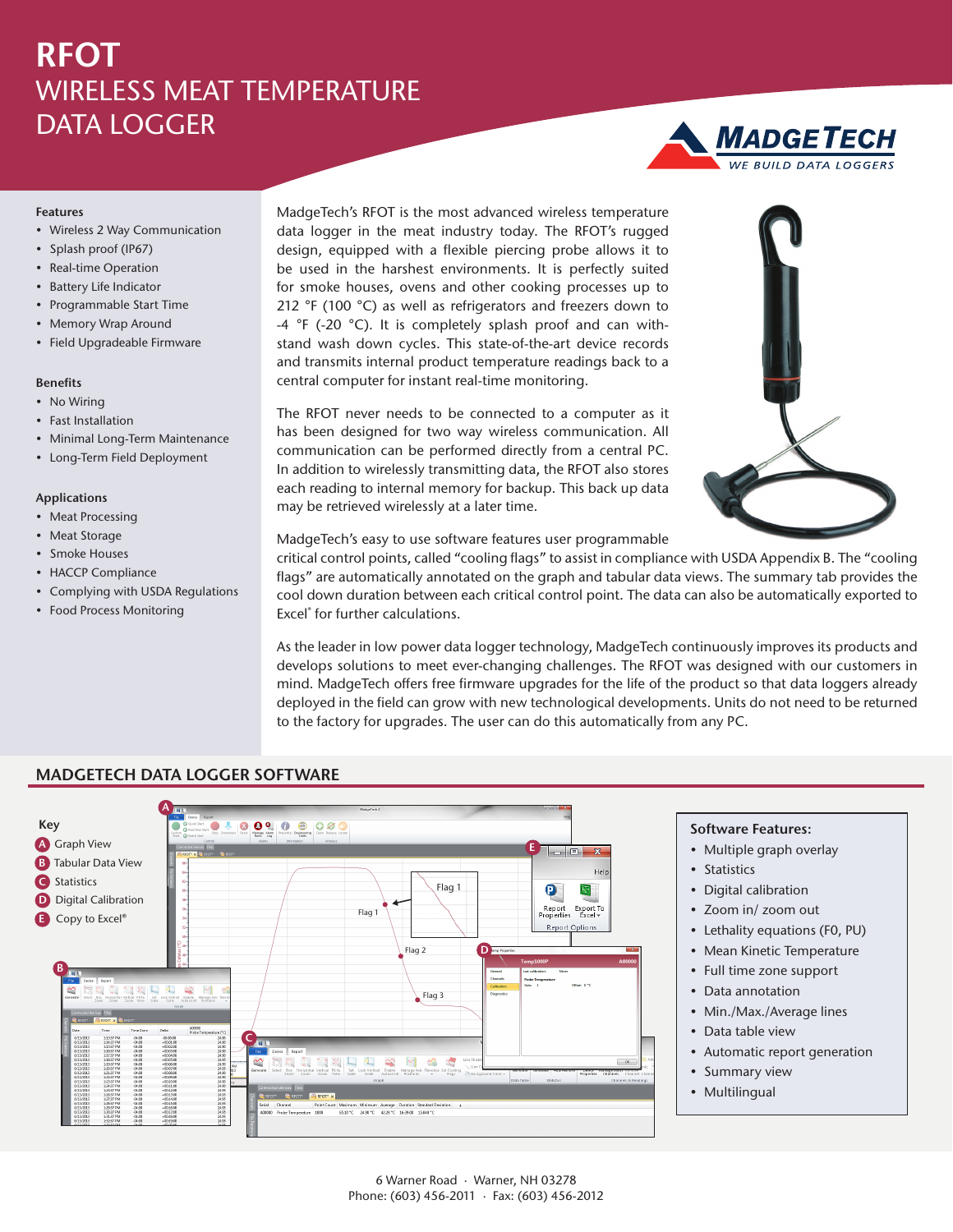# RFOT

## WIRELESS MEAT TEMPERATURE DATA LOGGER

MADGETECH — WE BUILD DATA LOGGERS

### Features

- Wireless 2 Way Communication
- Splash proof (IP67)
- Real-time Operation
- Battery Life Indicator
- Programmable Start Time
- Memory Wrap Around
- Field Upgradeable Firmware

### Benefits

- No Wiring
- Fast Installation
- Minimal Long-Term Maintenance
- Long-Term Field Deployment

### Applications

- Meat Processing
- Meat Storage
- Smoke Houses
- HACCP Compliance
- Complying with USDA Regulations
- Food Process Monitoring

MadgeTech's RFOT is the most advanced wireless temperature data logger in the meat industry today. The RFOT's rugged design, equipped with a flexible piercing probe allows it to be used in the harshest environments. It is perfectly suited for smoke houses, ovens and other cooking processes up to 212 °F (100 °C) as well as refrigerators and freezers down to -4 °F (-20 °C). It is completely splash proof and can withstand wash down cycles. This state-of-the-art device records and transmits internal product temperature readings back to a central computer for instant real-time monitoring.

The RFOT never needs to be connected to a computer as it has been designed for two way wireless communication. All communication can be performed directly from a central PC. In addition to wirelessly transmitting data, the RFOT also stores each reading to internal memory for backup. This back up data may be retrieved wirelessly at a later time.

MadgeTech's easy to use software features user programmable critical control points, called "cooling flags" to assist in compliance with USDA Appendix B. The "cooling flags" are automatically annotated on the graph and tabular data views. The summary tab provides the cool down duration between each critical control point. The data can also be automatically exported to Excel® for further calculations.

As the leader in low power data logger technology, MadgeTech continuously improves its products and develops solutions to meet ever-changing challenges. The RFOT was designed with our customers in mind. MadgeTech offers free firmware upgrades for the life of the product so that data loggers already deployed in the field can grow with new technological developments. Units do not need to be returned to the factory for upgrades. The user can do this automatically from any PC.

## MADGETECH DATA LOGGER SOFTWARE

**Key**

- A Graph View
- B Tabular Data View
- C Statistics
- D Digital Calibration
- E Copy to Excel®

**Software Features:**

- Multiple graph overlay
- Statistics
- Digital calibration
- Zoom in/ zoom out
- Lethality equations (F0, PU)
- Mean Kinetic Temperature
- Full time zone support
- Data annotation
- Min./Max./Average lines
- Data table view
- Automatic report generation
- Summary view
- Multilingual

6 Warner Road · Warner, NH 03278
Phone: (603) 456-2011 · Fax: (603) 456-2012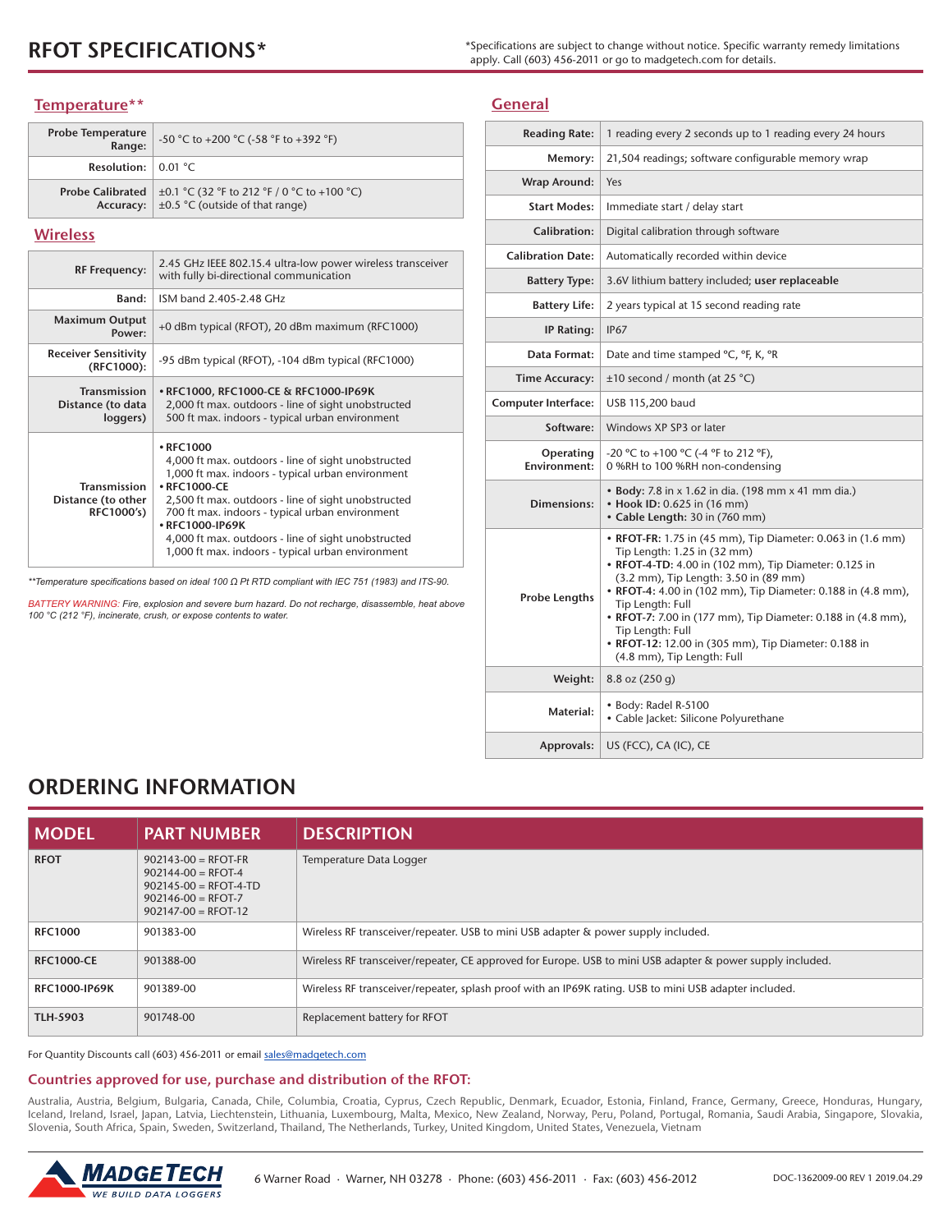# RFOT SPECIFICATIONS*

*Specifications are subject to change without notice. Specific warranty remedy limitations apply. Call (603) 456-2011 or go to madgetech.com for details.

## Temperature**

| | |
|---|---|
| **Probe Temperature Range:** | -50 °C to +200 °C (-58 °F to +392 °F) |
| **Resolution:** | 0.01 °C |
| **Probe Calibrated Accuracy:** | ±0.1 °C (32 °F to 212 °F / 0 °C to +100 °C)<br>±0.5 °C (outside of that range) |

## Wireless

| | |
|---|---|
| **RF Frequency:** | 2.45 GHz IEEE 802.15.4 ultra-low power wireless transceiver with fully bi-directional communication |
| **Band:** | ISM band 2.405-2.48 GHz |
| **Maximum Output Power:** | +0 dBm typical (RFOT), 20 dBm maximum (RFC1000) |
| **Receiver Sensitivity (RFC1000):** | -95 dBm typical (RFOT), -104 dBm typical (RFC1000) |
| **Transmission Distance (to data loggers)** | • **RFC1000, RFC1000-CE & RFC1000-IP69K**<br>2,000 ft max. outdoors - line of sight unobstructed<br>500 ft max. indoors - typical urban environment |
| **Transmission Distance (to other RFC1000's)** | • **RFC1000**<br>4,000 ft max. outdoors - line of sight unobstructed<br>1,000 ft max. indoors - typical urban environment<br>• **RFC1000-CE**<br>2,500 ft max. outdoors - line of sight unobstructed<br>700 ft max. indoors - typical urban environment<br>• **RFC1000-IP69K**<br>4,000 ft max. outdoors - line of sight unobstructed<br>1,000 ft max. indoors - typical urban environment |

*\*\*Temperature specifications based on ideal 100 Ω Pt RTD compliant with IEC 751 (1983) and ITS-90.*

*BATTERY WARNING: Fire, explosion and severe burn hazard. Do not recharge, disassemble, heat above 100 °C (212 °F), incinerate, crush, or expose contents to water.*

## General

| | |
|---|---|
| **Reading Rate:** | 1 reading every 2 seconds up to 1 reading every 24 hours |
| **Memory:** | 21,504 readings; software configurable memory wrap |
| **Wrap Around:** | Yes |
| **Start Modes:** | Immediate start / delay start |
| **Calibration:** | Digital calibration through software |
| **Calibration Date:** | Automatically recorded within device |
| **Battery Type:** | 3.6V lithium battery included; **user replaceable** |
| **Battery Life:** | 2 years typical at 15 second reading rate |
| **IP Rating:** | IP67 |
| **Data Format:** | Date and time stamped °C, °F, K, °R |
| **Time Accuracy:** | ±10 second / month (at 25 °C) |
| **Computer Interface:** | USB 115,200 baud |
| **Software:** | Windows XP SP3 or later |
| **Operating Environment:** | -20 °C to +100 °C (-4 °F to 212 °F),<br>0 %RH to 100 %RH non-condensing |
| **Dimensions:** | • **Body:** 7.8 in x 1.62 in dia. (198 mm x 41 mm dia.)<br>• **Hook ID:** 0.625 in (16 mm)<br>• **Cable Length:** 30 in (760 mm) |
| **Probe Lengths** | • **RFOT-FR:** 1.75 in (45 mm), Tip Diameter: 0.063 in (1.6 mm) Tip Length: 1.25 in (32 mm)<br>• **RFOT-4-TD:** 4.00 in (102 mm), Tip Diameter: 0.125 in (3.2 mm), Tip Length: 3.50 in (89 mm)<br>• **RFOT-4:** 4.00 in (102 mm), Tip Diameter: 0.188 in (4.8 mm), Tip Length: Full<br>• **RFOT-7:** 7.00 in (177 mm), Tip Diameter: 0.188 in (4.8 mm), Tip Length: Full<br>• **RFOT-12:** 12.00 in (305 mm), Tip Diameter: 0.188 in (4.8 mm), Tip Length: Full |
| **Weight:** | 8.8 oz (250 g) |
| **Material:** | • Body: Radel R-5100<br>• Cable Jacket: Silicone Polyurethane |
| **Approvals:** | US (FCC), CA (IC), CE |

# ORDERING INFORMATION

| MODEL | PART NUMBER | DESCRIPTION |
|---|---|---|
| **RFOT** | 902143-00 = RFOT-FR<br>902144-00 = RFOT-4<br>902145-00 = RFOT-4-TD<br>902146-00 = RFOT-7<br>902147-00 = RFOT-12 | Temperature Data Logger |
| **RFC1000** | 901383-00 | Wireless RF transceiver/repeater. USB to mini USB adapter & power supply included. |
| **RFC1000-CE** | 901388-00 | Wireless RF transceiver/repeater, CE approved for Europe. USB to mini USB adapter & power supply included. |
| **RFC1000-IP69K** | 901389-00 | Wireless RF transceiver/repeater, splash proof with an IP69K rating. USB to mini USB adapter included. |
| **TLH-5903** | 901748-00 | Replacement battery for RFOT |

For Quantity Discounts call (603) 456-2011 or email sales@madgetech.com

## Countries approved for use, purchase and distribution of the RFOT:

Australia, Austria, Belgium, Bulgaria, Canada, Chile, Columbia, Croatia, Cyprus, Czech Republic, Denmark, Ecuador, Estonia, Finland, France, Germany, Greece, Honduras, Hungary, Iceland, Ireland, Israel, Japan, Latvia, Liechtenstein, Lithuania, Luxembourg, Malta, Mexico, New Zealand, Norway, Peru, Poland, Portugal, Romania, Saudi Arabia, Singapore, Slovakia, Slovenia, South Africa, Spain, Sweden, Switzerland, Thailand, The Netherlands, Turkey, United Kingdom, United States, Venezuela, Vietnam

MADGETECH — WE BUILD DATA LOGGERS

6 Warner Road · Warner, NH 03278 · Phone: (603) 456-2011 · Fax: (603) 456-2012

DOC-1362009-00 REV 1 2019.04.29